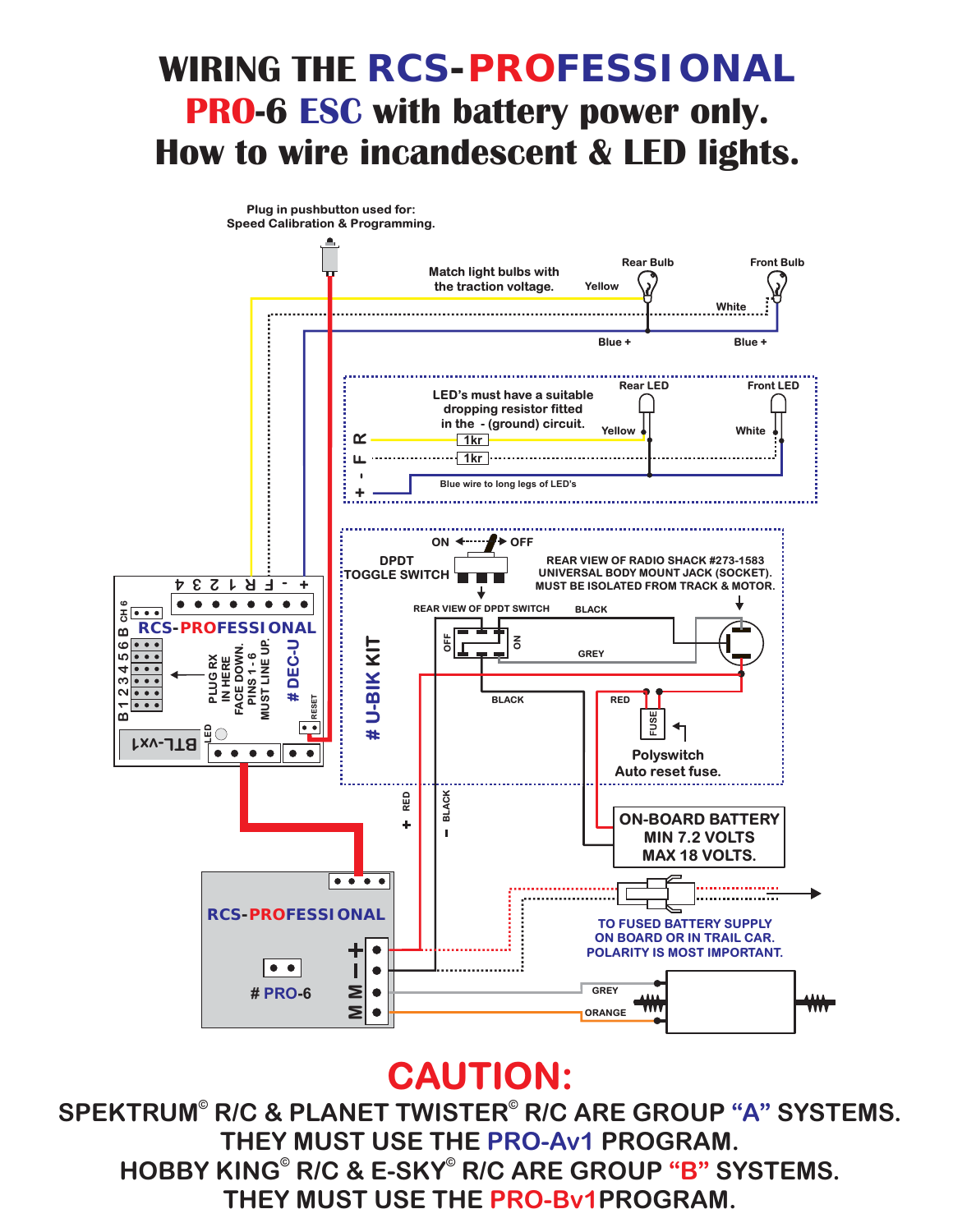# WIRING THE RCS-PROFESSIONAL PRO-6 ESC with battery power only. How to wire incandescent & LED lights.

Plug in pushbutton used for: Speed Calibration & Programming.

Match light bulbs with the traction voltage.

Rear Bulb

Front Bulb

Yellow

White

Blue +

Blue +

LED's must have a suitable dropping resistor fitted in the - (ground) circuit.

Rear LED

Front LED

Yellow

White

1kr

1kr

Blue wire to long legs of LED's

\+ - F R

ON OFF

DPDT TOGGLE SWITCH

REAR VIEW OF RADIO SHACK #273-1583 UNIVERSAL BODY MOUNT JACK (SOCKET). MUST BE ISOLATED FROM TRACK & MOTOR.

REAR VIEW OF DPDT SWITCH

BLACK

GREY

BLACK

RED

FUSE

Polyswitch Auto reset fuse.

# U-BIK KIT

\+ - F R 1 2 3 4

CH 6

B 1 2 3 4 5 6 B

RCS-PROFESSIONAL

PLUG RX IN HERE FACE DOWN. PINS 1 - 6 MUST LINE UP.

# DEC-U

RESET

LED

BTL-vx1

\+ RED

– BLACK

ON-BOARD BATTERY MIN 7.2 VOLTS MAX 18 VOLTS.

RCS-PROFESSIONAL

# PRO-6

\+ – M M

TO FUSED BATTERY SUPPLY ON BOARD OR IN TRAIL CAR. POLARITY IS MOST IMPORTANT.

GREY

ORANGE

## CAUTION:

SPEKTRUM© R/C & PLANET TWISTER© R/C ARE GROUP "A" SYSTEMS. THEY MUST USE THE PRO-Av1 PROGRAM.

HOBBY KING© R/C & E-SKY© R/C ARE GROUP "B" SYSTEMS. THEY MUST USE THE PRO-Bv1PROGRAM.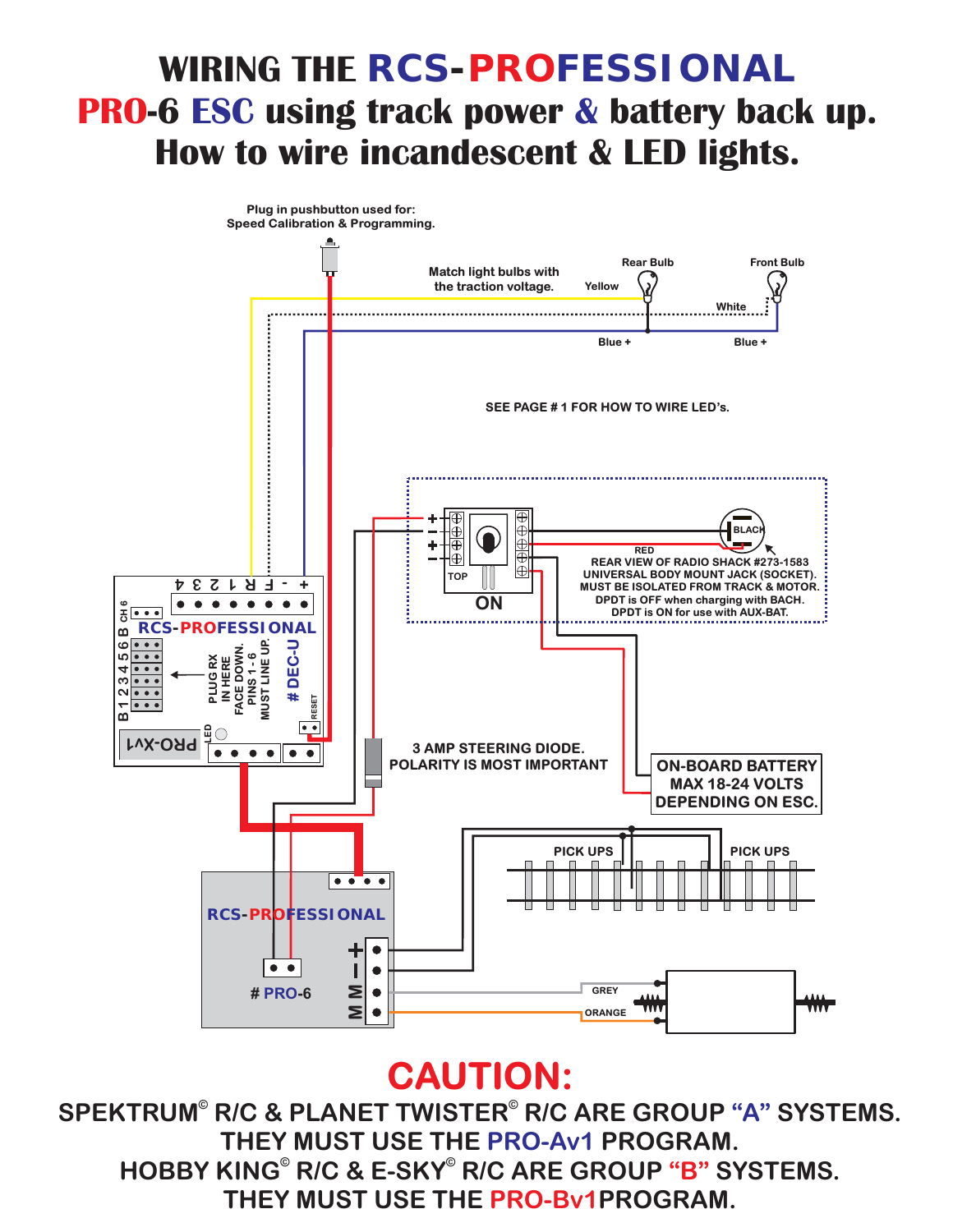# WIRING THE RCS-PROFESSIONAL PRO-6 ESC using track power & battery back up. How to wire incandescent & LED lights.

Plug in pushbutton used for:
Speed Calibration & Programming.

Match light bulbs with the traction voltage.

Rear Bulb

Front Bulb

Yellow

White

Blue +

Blue +

SEE PAGE # 1 FOR HOW TO WIRE LED's.

BLACK

RED

REAR VIEW OF RADIO SHACK #273-1583 UNIVERSAL BODY MOUNT JACK (SOCKET). MUST BE ISOLATED FROM TRACK & MOTOR. DPDT is OFF when charging with BACH. DPDT is ON for use with AUX-BAT.

TOP

ON

4 3 2 1 R F - +

CH 6

B

RCS-PROFESSIONAL

B 1 2 3 4 5 6

PLUG RX IN HERE FACE DOWN. PINS 1 - 6 MUST LINE UP.

# DEC-U

RESET

LED

PRO-Av1

3 AMP STEERING DIODE. POLARITY IS MOST IMPORTANT

ON-BOARD BATTERY MAX 18-24 VOLTS DEPENDING ON ESC.

PICK UPS

PICK UPS

RCS-PROFESSIONAL

# PRO-6

+ - M M

GREY

ORANGE

# CAUTION:

SPEKTRUM© R/C & PLANET TWISTER© R/C ARE GROUP "A" SYSTEMS.
THEY MUST USE THE PRO-Av1 PROGRAM.
HOBBY KING© R/C & E-SKY© R/C ARE GROUP "B" SYSTEMS.
THEY MUST USE THE PRO-Bv1PROGRAM.